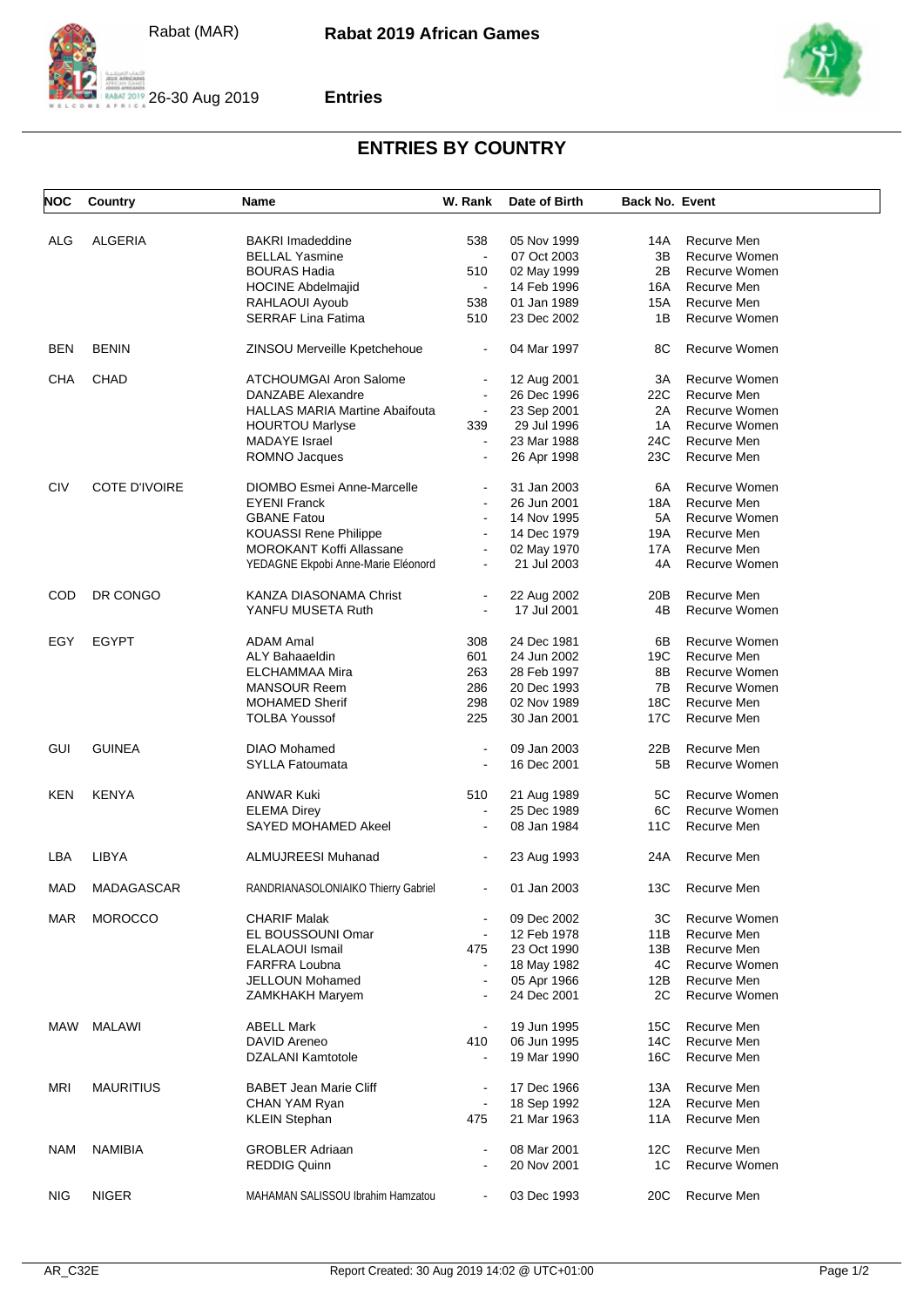Rabat (MAR) **Rabat 2019 African Games**

26-30 Aug 2019 **Entries**

## ENTRIES BY COUNTRY

| NOC | Country | Name | W. Rank | Date of Birth | Back No. | Event |
|---|---|---|---|---|---|---|
| ALG | ALGERIA | BAKRI Imadeddine | 538 | 05 Nov 1999 | 14A | Recurve Men |
| | | BELLAL Yasmine | - | 07 Oct 2003 | 3B | Recurve Women |
| | | BOURAS Hadia | 510 | 02 May 1999 | 2B | Recurve Women |
| | | HOCINE Abdelmajid | - | 14 Feb 1996 | 16A | Recurve Men |
| | | RAHLAOUI Ayoub | 538 | 01 Jan 1989 | 15A | Recurve Men |
| | | SERRAF Lina Fatima | 510 | 23 Dec 2002 | 1B | Recurve Women |
| BEN | BENIN | ZINSOU Merveille Kpetchehoue | - | 04 Mar 1997 | 8C | Recurve Women |
| CHA | CHAD | ATCHOUMGAI Aron Salome | - | 12 Aug 2001 | 3A | Recurve Women |
| | | DANZABE Alexandre | - | 26 Dec 1996 | 22C | Recurve Men |
| | | HALLAS MARIA Martine Abaifouta | - | 23 Sep 2001 | 2A | Recurve Women |
| | | HOURTOU Marlyse | 339 | 29 Jul 1996 | 1A | Recurve Women |
| | | MADAYE Israel | - | 23 Mar 1988 | 24C | Recurve Men |
| | | ROMNO Jacques | - | 26 Apr 1998 | 23C | Recurve Men |
| CIV | COTE D'IVOIRE | DIOMBO Esmei Anne-Marcelle | - | 31 Jan 2003 | 6A | Recurve Women |
| | | EYENI Franck | - | 26 Jun 2001 | 18A | Recurve Men |
| | | GBANE Fatou | - | 14 Nov 1995 | 5A | Recurve Women |
| | | KOUASSI Rene Philippe | - | 14 Dec 1979 | 19A | Recurve Men |
| | | MOROKANT Koffi Allassane | - | 02 May 1970 | 17A | Recurve Men |
| | | YEDAGNE Ekpobi Anne-Marie Eléonord | - | 21 Jul 2003 | 4A | Recurve Women |
| COD | DR CONGO | KANZA DIASONAMA Christ | - | 22 Aug 2002 | 20B | Recurve Men |
| | | YANFU MUSETA Ruth | - | 17 Jul 2001 | 4B | Recurve Women |
| EGY | EGYPT | ADAM Amal | 308 | 24 Dec 1981 | 6B | Recurve Women |
| | | ALY Bahaaeldin | 601 | 24 Jun 2002 | 19C | Recurve Men |
| | | ELCHAMMAA Mira | 263 | 28 Feb 1997 | 8B | Recurve Women |
| | | MANSOUR Reem | 286 | 20 Dec 1993 | 7B | Recurve Women |
| | | MOHAMED Sherif | 298 | 02 Nov 1989 | 18C | Recurve Men |
| | | TOLBA Youssof | 225 | 30 Jan 2001 | 17C | Recurve Men |
| GUI | GUINEA | DIAO Mohamed | - | 09 Jan 2003 | 22B | Recurve Men |
| | | SYLLA Fatoumata | - | 16 Dec 2001 | 5B | Recurve Women |
| KEN | KENYA | ANWAR Kuki | 510 | 21 Aug 1989 | 5C | Recurve Women |
| | | ELEMA Direy | - | 25 Dec 1989 | 6C | Recurve Women |
| | | SAYED MOHAMED Akeel | - | 08 Jan 1984 | 11C | Recurve Men |
| LBA | LIBYA | ALMUJREESI Muhanad | - | 23 Aug 1993 | 24A | Recurve Men |
| MAD | MADAGASCAR | RANDRIANASOLONIAIKO Thierry Gabriel | - | 01 Jan 2003 | 13C | Recurve Men |
| MAR | MOROCCO | CHARIF Malak | - | 09 Dec 2002 | 3C | Recurve Women |
| | | EL BOUSSOUNI Omar | - | 12 Feb 1978 | 11B | Recurve Men |
| | | ELALAOUI Ismail | 475 | 23 Oct 1990 | 13B | Recurve Men |
| | | FARFRA Loubna | - | 18 May 1982 | 4C | Recurve Women |
| | | JELLOUN Mohamed | - | 05 Apr 1966 | 12B | Recurve Men |
| | | ZAMKHAKH Maryem | - | 24 Dec 2001 | 2C | Recurve Women |
| MAW | MALAWI | ABELL Mark | - | 19 Jun 1995 | 15C | Recurve Men |
| | | DAVID Areneo | 410 | 06 Jun 1995 | 14C | Recurve Men |
| | | DZALANI Kamtotole | - | 19 Mar 1990 | 16C | Recurve Men |
| MRI | MAURITIUS | BABET Jean Marie Cliff | - | 17 Dec 1966 | 13A | Recurve Men |
| | | CHAN YAM Ryan | - | 18 Sep 1992 | 12A | Recurve Men |
| | | KLEIN Stephan | 475 | 21 Mar 1963 | 11A | Recurve Men |
| NAM | NAMIBIA | GROBLER Adriaan | - | 08 Mar 2001 | 12C | Recurve Men |
| | | REDDIG Quinn | - | 20 Nov 2001 | 1C | Recurve Women |
| NIG | NIGER | MAHAMAN SALISSOU Ibrahim Hamzatou | - | 03 Dec 1993 | 20C | Recurve Men |

AR_C32E Report Created: 30 Aug 2019 14:02 @ UTC+01:00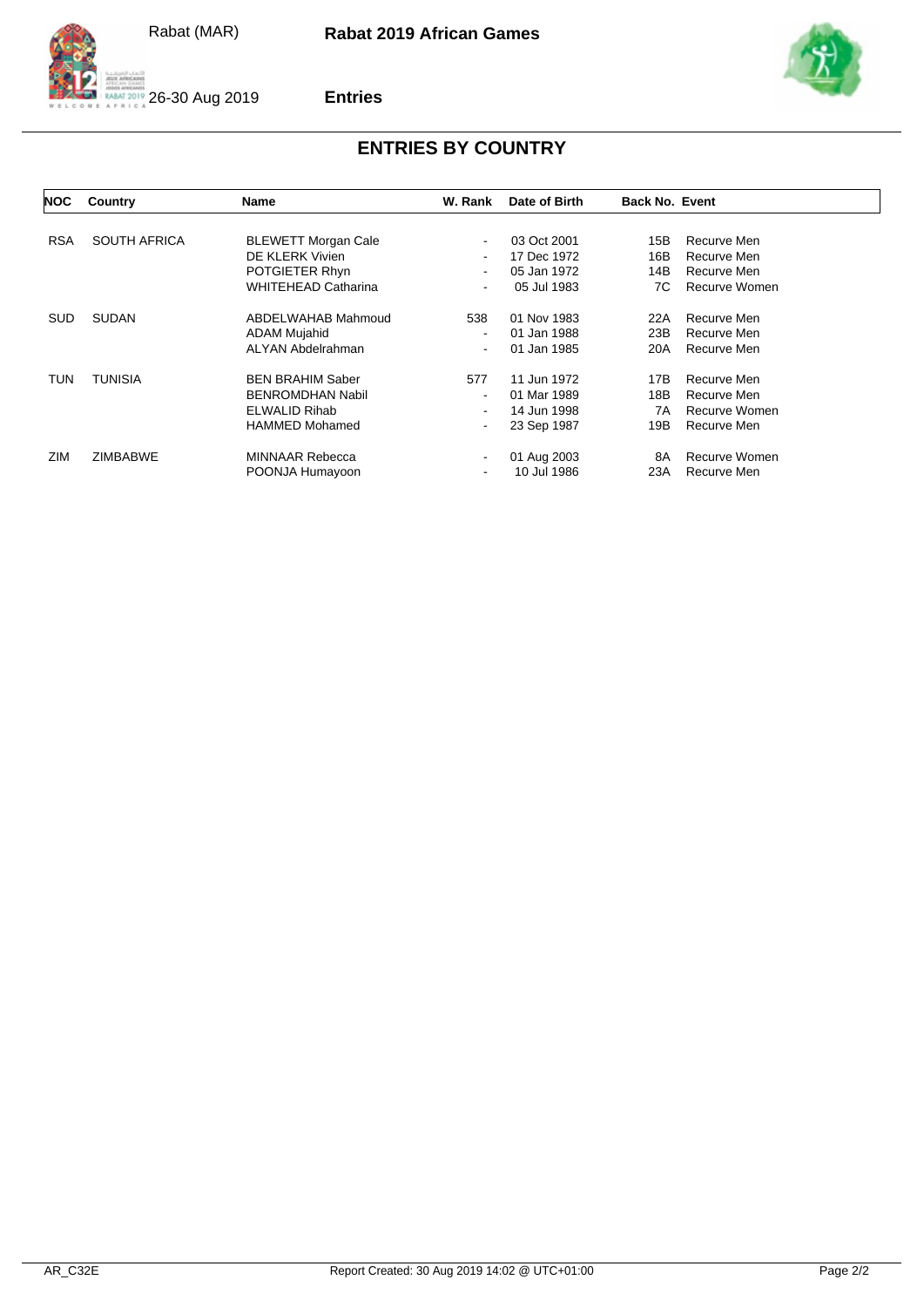Rabat (MAR) **Rabat 2019 African Games**

26-30 Aug 2019 **Entries**

## ENTRIES BY COUNTRY

| NOC | Country | Name | W. Rank | Date of Birth | Back No. | Event |
|---|---|---|---|---|---|---|
| RSA | SOUTH AFRICA | BLEWETT Morgan Cale | - | 03 Oct 2001 | 15B | Recurve Men |
| | | DE KLERK Vivien | - | 17 Dec 1972 | 16B | Recurve Men |
| | | POTGIETER Rhyn | - | 05 Jan 1972 | 14B | Recurve Men |
| | | WHITEHEAD Catharina | - | 05 Jul 1983 | 7C | Recurve Women |
| SUD | SUDAN | ABDELWAHAB Mahmoud | 538 | 01 Nov 1983 | 22A | Recurve Men |
| | | ADAM Mujahid | - | 01 Jan 1988 | 23B | Recurve Men |
| | | ALYAN Abdelrahman | - | 01 Jan 1985 | 20A | Recurve Men |
| TUN | TUNISIA | BEN BRAHIM Saber | 577 | 11 Jun 1972 | 17B | Recurve Men |
| | | BENROMDHAN Nabil | - | 01 Mar 1989 | 18B | Recurve Men |
| | | ELWALID Rihab | - | 14 Jun 1998 | 7A | Recurve Women |
| | | HAMMED Mohamed | - | 23 Sep 1987 | 19B | Recurve Men |
| ZIM | ZIMBABWE | MINNAAR Rebecca | - | 01 Aug 2003 | 8A | Recurve Women |
| | | POONJA Humayoon | - | 10 Jul 1986 | 23A | Recurve Men |

AR_C32E Report Created: 30 Aug 2019 14:02 @ UTC+01:00